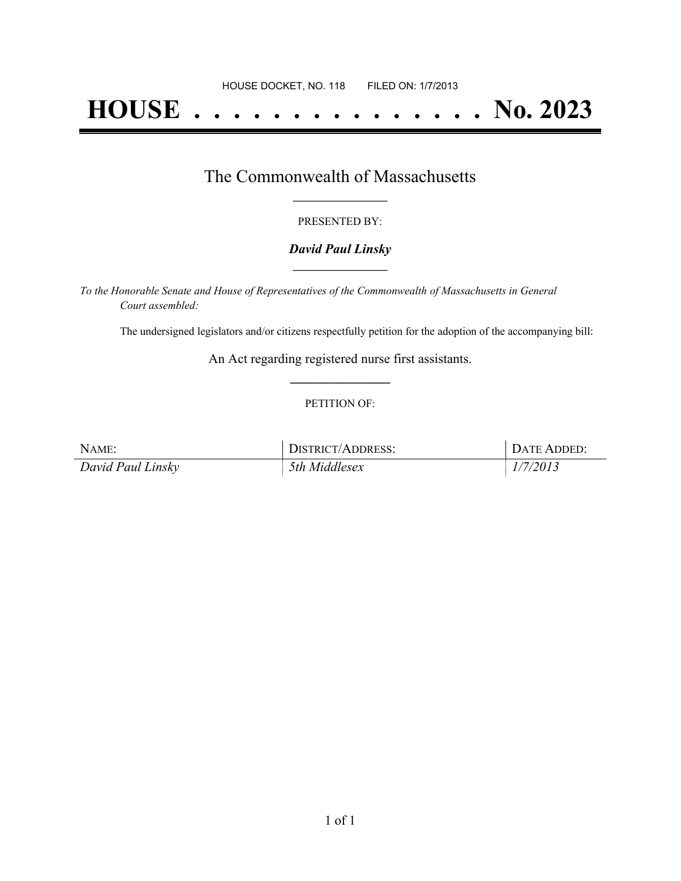HOUSE DOCKET, NO. 118 FILED ON: 1/7/2013

# HOUSE . . . . . . . . . . . . . . . No. 2023

## The Commonwealth of Massachusetts

PRESENTED BY:

***David Paul Linsky***

*To the Honorable Senate and House of Representatives of the Commonwealth of Massachusetts in General Court assembled:*

The undersigned legislators and/or citizens respectfully petition for the adoption of the accompanying bill:

An Act regarding registered nurse first assistants.

PETITION OF:

| NAME: | DISTRICT/ADDRESS: | DATE ADDED: |
| --- | --- | --- |
| *David Paul Linsky* | *5th Middlesex* | *1/7/2013* |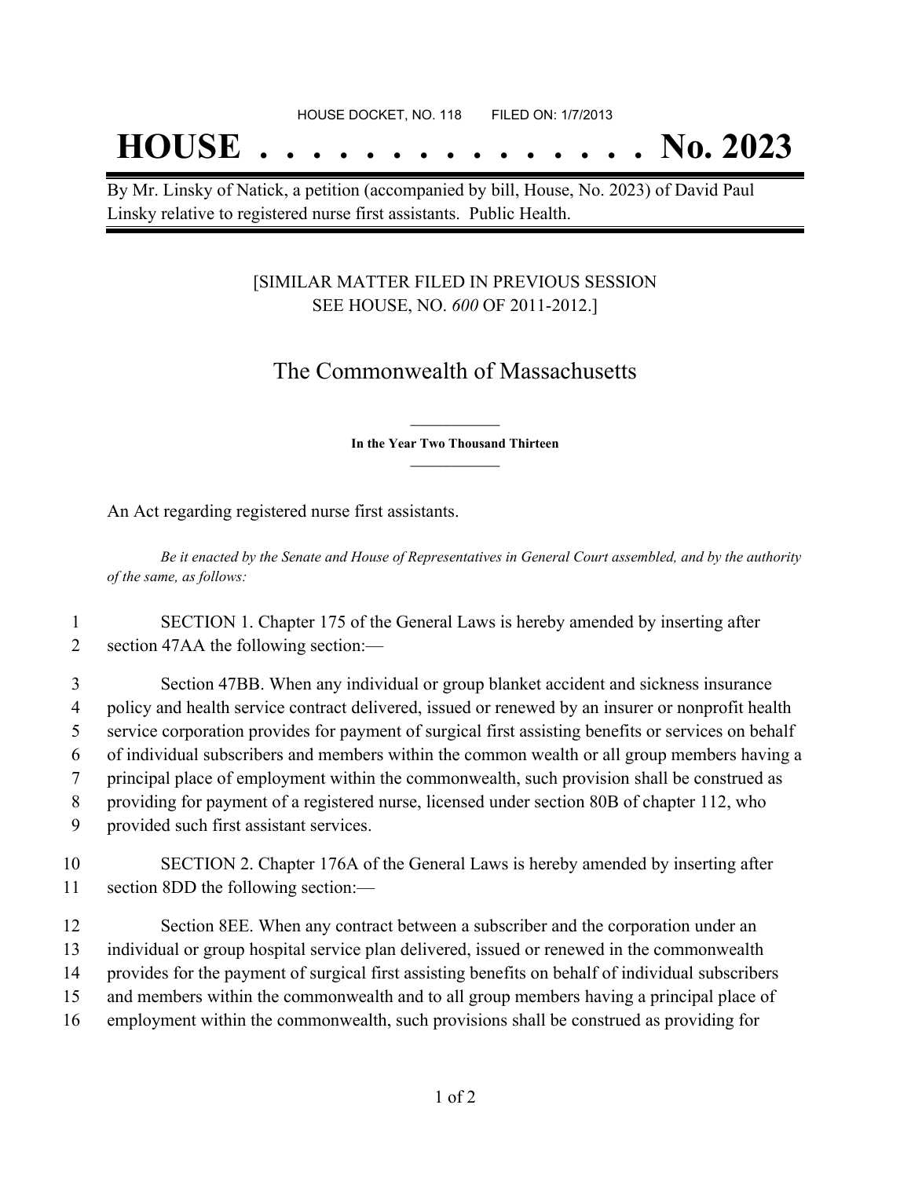HOUSE DOCKET, NO. 118 FILED ON: 1/7/2013

# HOUSE . . . . . . . . . . . . . . . No. 2023

By Mr. Linsky of Natick, a petition (accompanied by bill, House, No. 2023) of David Paul Linsky relative to registered nurse first assistants. Public Health.

[SIMILAR MATTER FILED IN PREVIOUS SESSION SEE HOUSE, NO. *600* OF 2011-2012.]

## The Commonwealth of Massachusetts

**In the Year Two Thousand Thirteen**

An Act regarding registered nurse first assistants.

*Be it enacted by the Senate and House of Representatives in General Court assembled, and by the authority of the same, as follows:*

1 SECTION 1. Chapter 175 of the General Laws is hereby amended by inserting after
2 section 47AA the following section:—

3 Section 47BB. When any individual or group blanket accident and sickness insurance
4 policy and health service contract delivered, issued or renewed by an insurer or nonprofit health
5 service corporation provides for payment of surgical first assisting benefits or services on behalf
6 of individual subscribers and members within the common wealth or all group members having a
7 principal place of employment within the commonwealth, such provision shall be construed as
8 providing for payment of a registered nurse, licensed under section 80B of chapter 112, who
9 provided such first assistant services.

10 SECTION 2. Chapter 176A of the General Laws is hereby amended by inserting after
11 section 8DD the following section:—

12 Section 8EE. When any contract between a subscriber and the corporation under an
13 individual or group hospital service plan delivered, issued or renewed in the commonwealth
14 provides for the payment of surgical first assisting benefits on behalf of individual subscribers
15 and members within the commonwealth and to all group members having a principal place of
16 employment within the commonwealth, such provisions shall be construed as providing for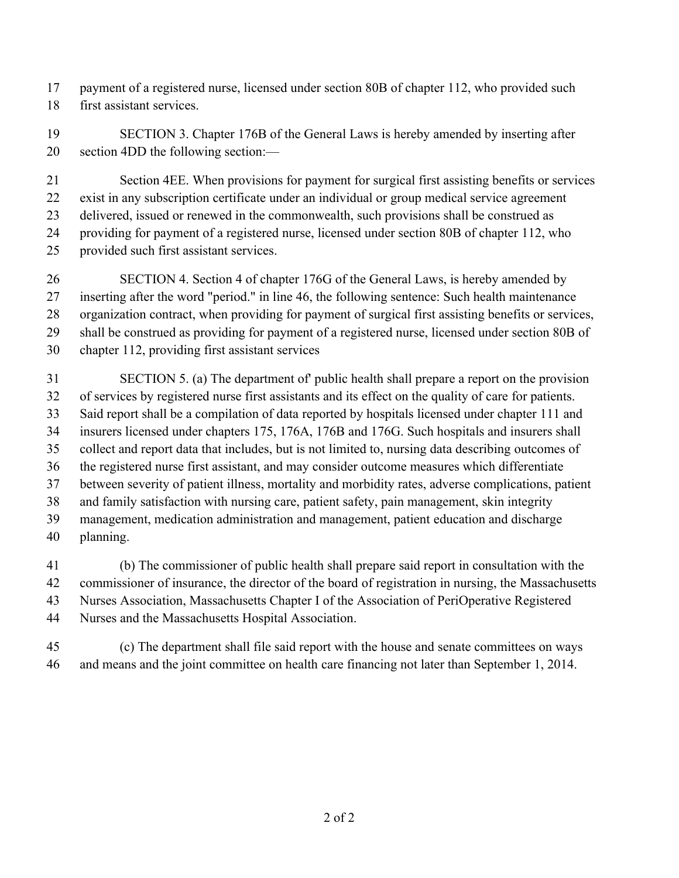payment of a registered nurse, licensed under section 80B of chapter 112, who provided such first assistant services.

SECTION 3. Chapter 176B of the General Laws is hereby amended by inserting after section 4DD the following section:—

Section 4EE. When provisions for payment for surgical first assisting benefits or services exist in any subscription certificate under an individual or group medical service agreement delivered, issued or renewed in the commonwealth, such provisions shall be construed as providing for payment of a registered nurse, licensed under section 80B of chapter 112, who provided such first assistant services.

SECTION 4. Section 4 of chapter 176G of the General Laws, is hereby amended by inserting after the word "period." in line 46, the following sentence: Such health maintenance organization contract, when providing for payment of surgical first assisting benefits or services, shall be construed as providing for payment of a registered nurse, licensed under section 80B of chapter 112, providing first assistant services

SECTION 5. (a) The department of' public health shall prepare a report on the provision of services by registered nurse first assistants and its effect on the quality of care for patients. Said report shall be a compilation of data reported by hospitals licensed under chapter 111 and insurers licensed under chapters 175, 176A, 176B and 176G. Such hospitals and insurers shall collect and report data that includes, but is not limited to, nursing data describing outcomes of the registered nurse first assistant, and may consider outcome measures which differentiate between severity of patient illness, mortality and morbidity rates, adverse complications, patient and family satisfaction with nursing care, patient safety, pain management, skin integrity management, medication administration and management, patient education and discharge planning.

(b) The commissioner of public health shall prepare said report in consultation with the commissioner of insurance, the director of the board of registration in nursing, the Massachusetts Nurses Association, Massachusetts Chapter I of the Association of PeriOperative Registered Nurses and the Massachusetts Hospital Association.

(c) The department shall file said report with the house and senate committees on ways and means and the joint committee on health care financing not later than September 1, 2014.